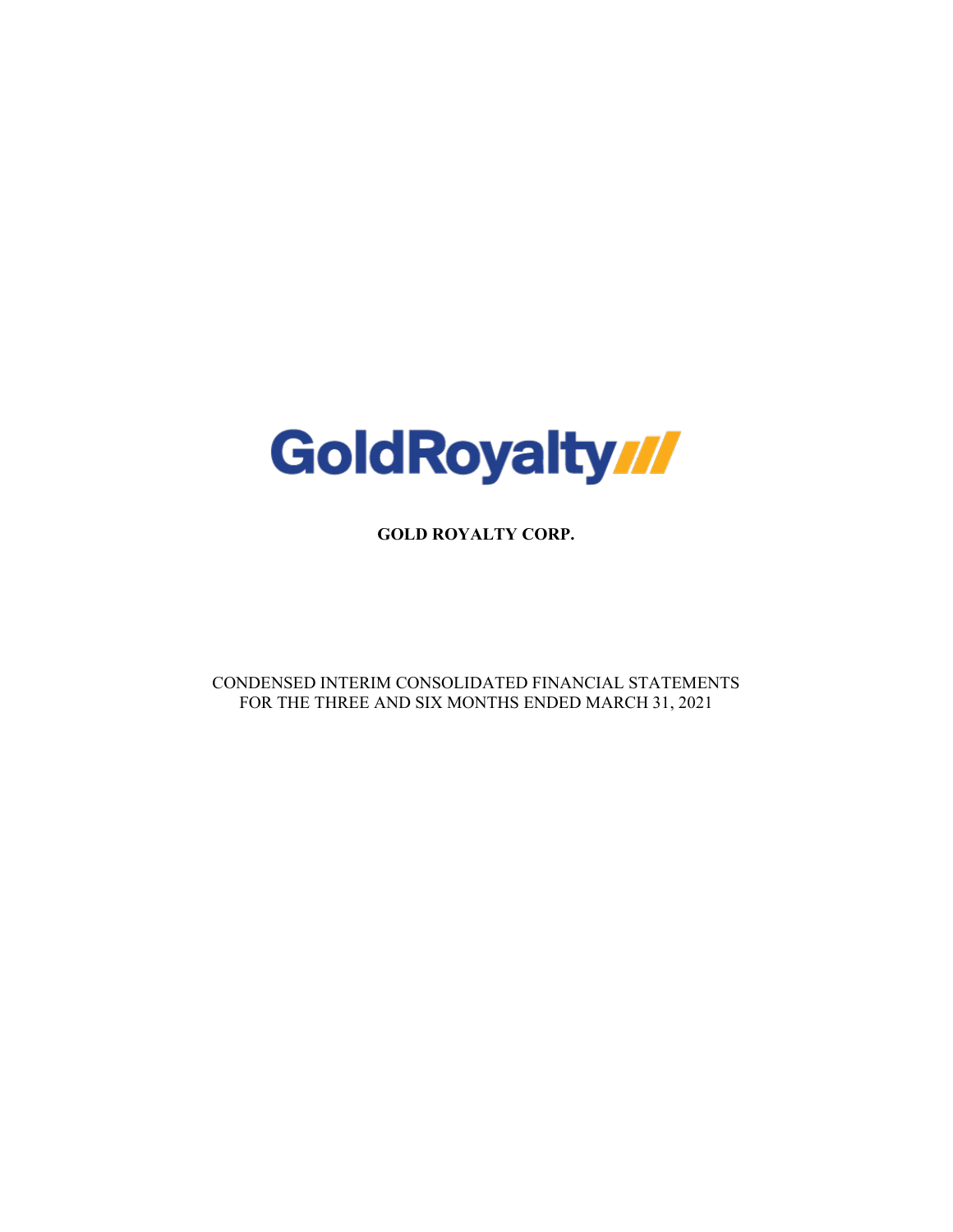GoldRoyalty

**GOLD ROYALTY CORP.**

CONDENSED INTERIM CONSOLIDATED FINANCIAL STATEMENTS
FOR THE THREE AND SIX MONTHS ENDED MARCH 31, 2021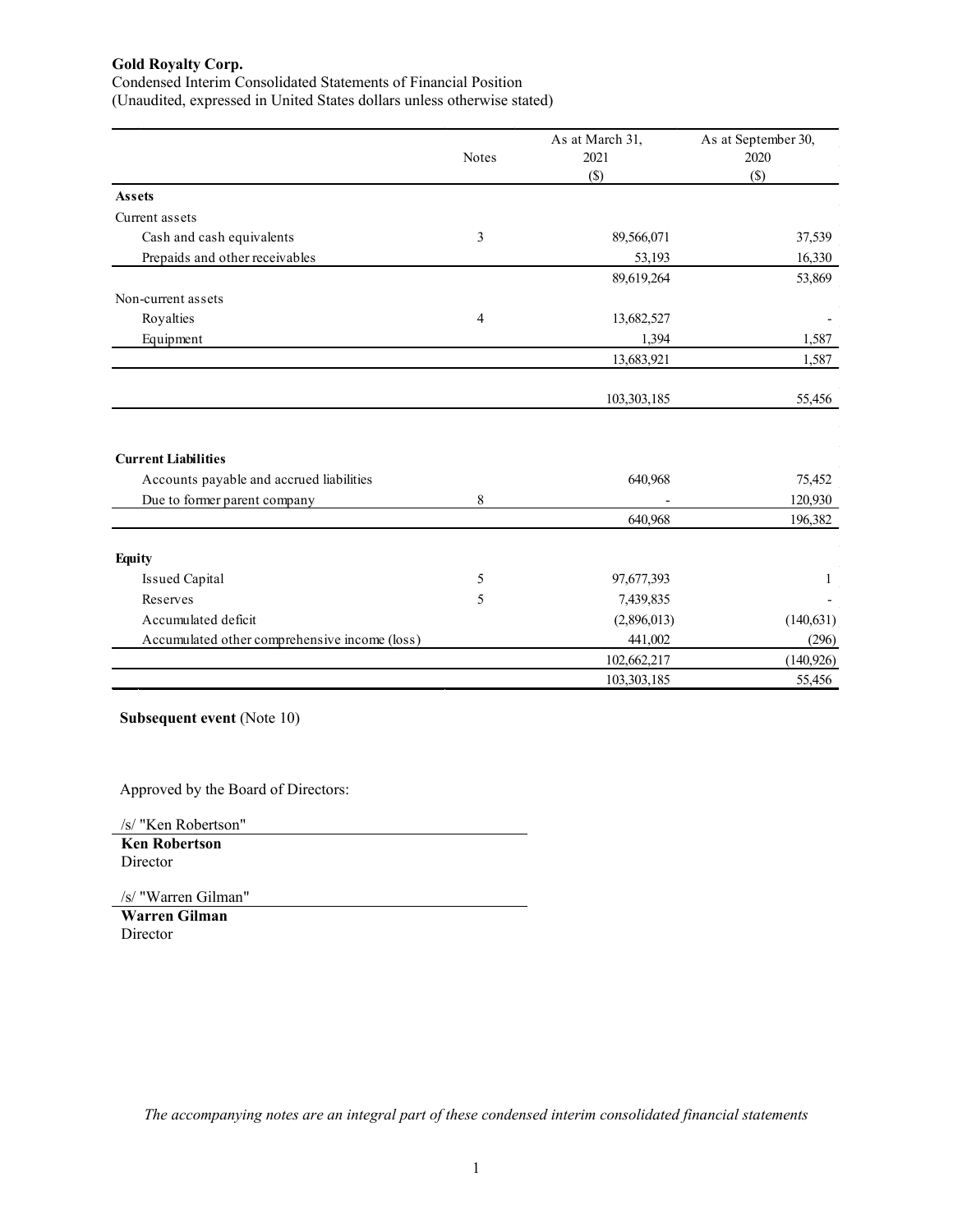**Gold Royalty Corp.**

Condensed Interim Consolidated Statements of Financial Position

(Unaudited, expressed in United States dollars unless otherwise stated)

| | Notes | As at March 31, 2021 ($) | As at September 30, 2020 ($) |
|---|---|---|---|
| **Assets** | | | |
| Current assets | | | |
| Cash and cash equivalents | 3 | 89,566,071 | 37,539 |
| Prepaids and other receivables | | 53,193 | 16,330 |
| | | 89,619,264 | 53,869 |
| Non-current assets | | | |
| Royalties | 4 | 13,682,527 | - |
| Equipment | | 1,394 | 1,587 |
| | | 13,683,921 | 1,587 |
| | | 103,303,185 | 55,456 |
| **Current Liabilities** | | | |
| Accounts payable and accrued liabilities | | 640,968 | 75,452 |
| Due to former parent company | 8 | - | 120,930 |
| | | 640,968 | 196,382 |
| **Equity** | | | |
| Issued Capital | 5 | 97,677,393 | 1 |
| Reserves | 5 | 7,439,835 | - |
| Accumulated deficit | | (2,896,013) | (140,631) |
| Accumulated other comprehensive income (loss) | | 441,002 | (296) |
| | | 102,662,217 | (140,926) |
| | | 103,303,185 | 55,456 |

**Subsequent event** (Note 10)

Approved by the Board of Directors:

/s/ "Ken Robertson"

**Ken Robertson**

Director

/s/ "Warren Gilman"

**Warren Gilman**

Director

*The accompanying notes are an integral part of these condensed interim consolidated financial statements*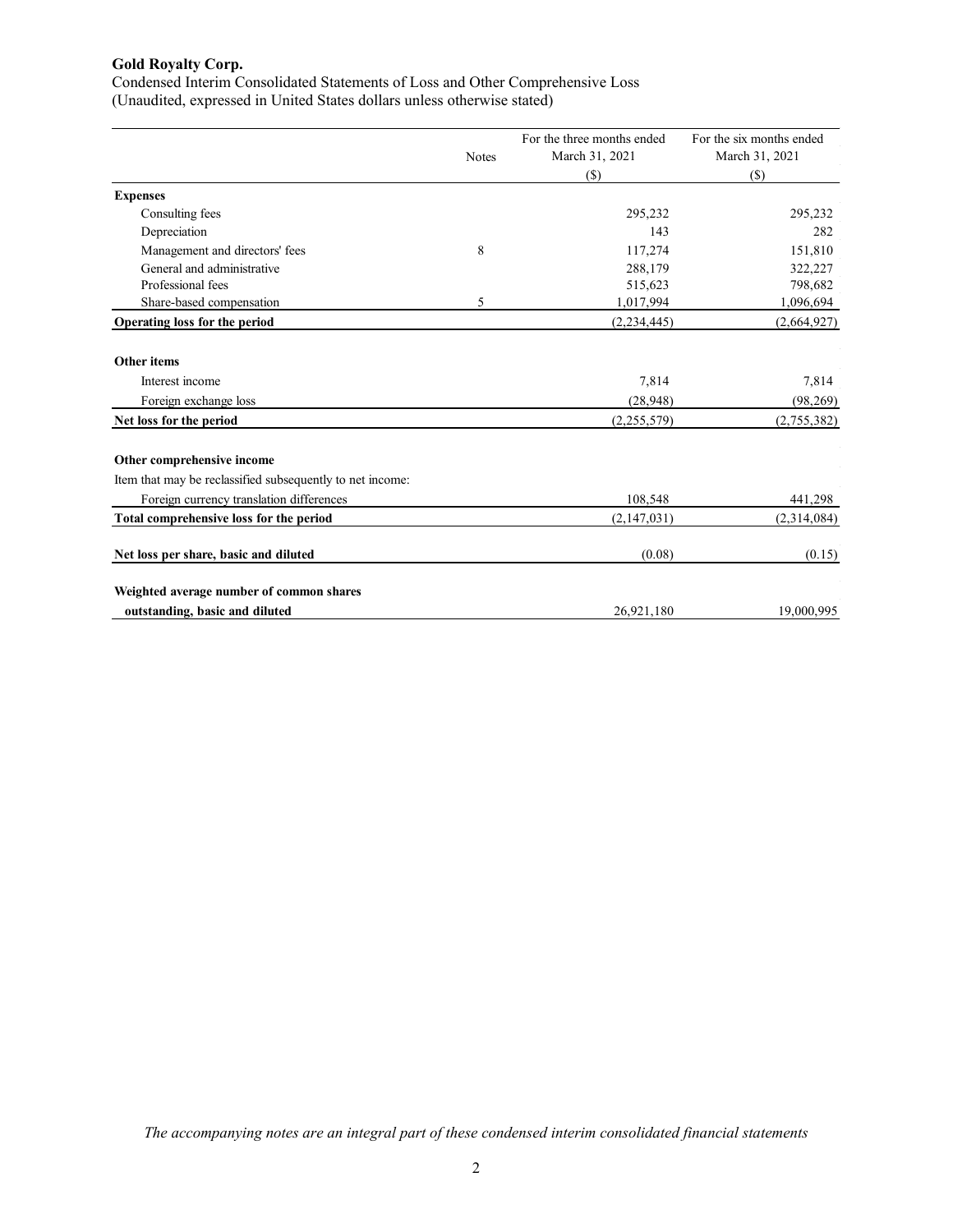**Gold Royalty Corp.**

Condensed Interim Consolidated Statements of Loss and Other Comprehensive Loss
(Unaudited, expressed in United States dollars unless otherwise stated)

| | Notes | For the three months ended March 31, 2021 | For the six months ended March 31, 2021 |
|---|---|---|---|
| | | ($) | ($) |
| **Expenses** | | | |
| Consulting fees | | 295,232 | 295,232 |
| Depreciation | | 143 | 282 |
| Management and directors' fees | 8 | 117,274 | 151,810 |
| General and administrative | | 288,179 | 322,227 |
| Professional fees | | 515,623 | 798,682 |
| Share-based compensation | 5 | 1,017,994 | 1,096,694 |
| **Operating loss for the period** | | (2,234,445) | (2,664,927) |
| **Other items** | | | |
| Interest income | | 7,814 | 7,814 |
| Foreign exchange loss | | (28,948) | (98,269) |
| **Net loss for the period** | | (2,255,579) | (2,755,382) |
| **Other comprehensive income** | | | |
| Item that may be reclassified subsequently to net income: | | | |
| Foreign currency translation differences | | 108,548 | 441,298 |
| **Total comprehensive loss for the period** | | (2,147,031) | (2,314,084) |
| **Net loss per share, basic and diluted** | | (0.08) | (0.15) |
| **Weighted average number of common shares outstanding, basic and diluted** | | 26,921,180 | 19,000,995 |

*The accompanying notes are an integral part of these condensed interim consolidated financial statements*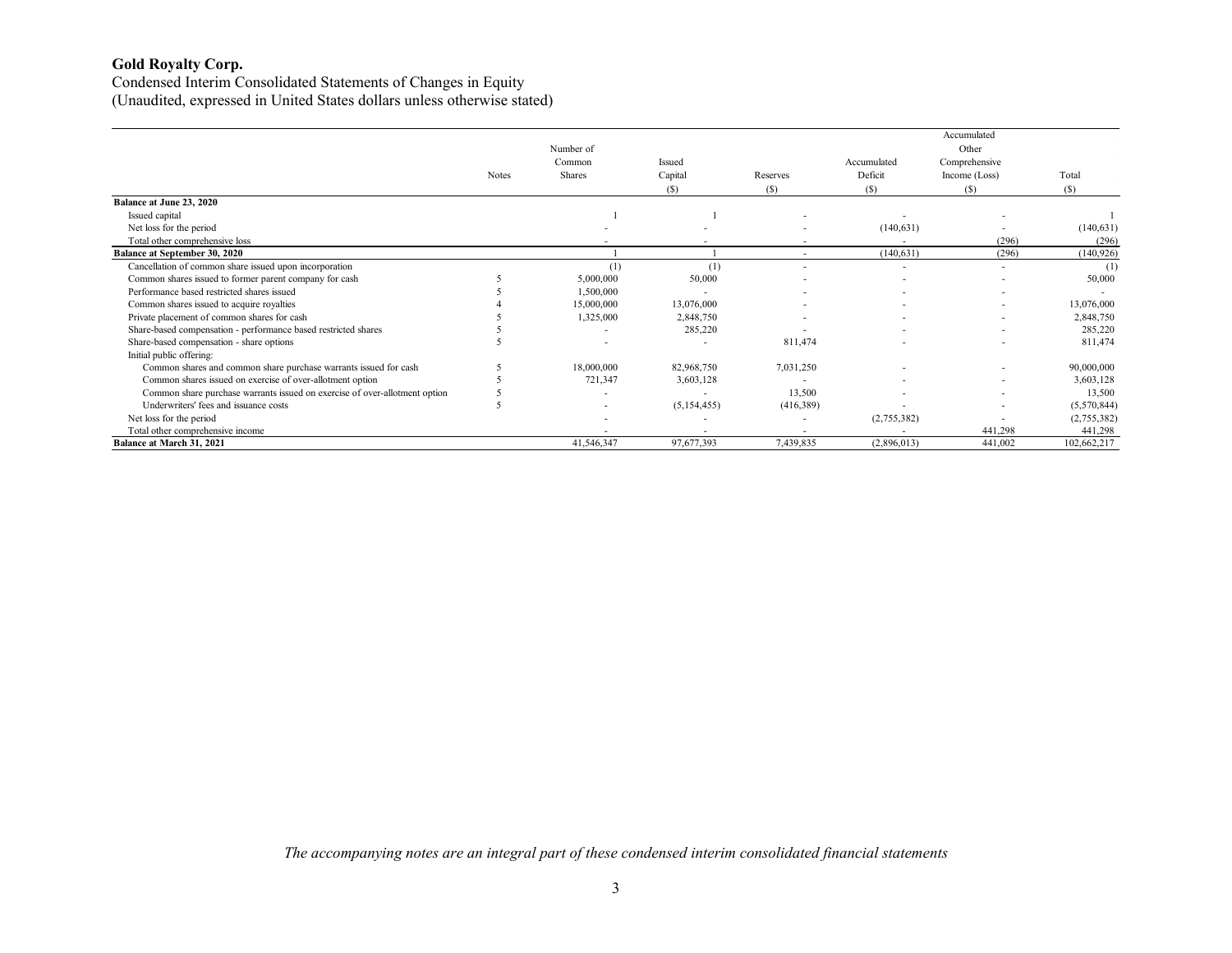**Gold Royalty Corp.**

Condensed Interim Consolidated Statements of Changes in Equity
(Unaudited, expressed in United States dollars unless otherwise stated)

| | Notes | Number of Common Shares | Issued Capital ($) | Reserves ($) | Accumulated Deficit ($) | Accumulated Other Comprehensive Income (Loss) ($) | Total ($) |
|---|---|---|---|---|---|---|---|
| **Balance at June 23, 2020** | | | | | | | |
| Issued capital | | 1 | 1 | - | - | - | 1 |
| Net loss for the period | | - | - | - | (140,631) | - | (140,631) |
| Total other comprehensive loss | | - | - | - | - | (296) | (296) |
| **Balance at September 30, 2020** | | 1 | 1 | - | (140,631) | (296) | (140,926) |
| Cancellation of common share issued upon incorporation | | (1) | (1) | - | - | - | (1) |
| Common shares issued to former parent company for cash | 5 | 5,000,000 | 50,000 | - | - | - | 50,000 |
| Performance based restricted shares issued | 5 | 1,500,000 | - | - | - | - | - |
| Common shares issued to acquire royalties | 4 | 15,000,000 | 13,076,000 | - | - | - | 13,076,000 |
| Private placement of common shares for cash | 5 | 1,325,000 | 2,848,750 | - | - | - | 2,848,750 |
| Share-based compensation - performance based restricted shares | 5 | - | 285,220 | - | - | - | 285,220 |
| Share-based compensation - share options | 5 | - | - | 811,474 | - | - | 811,474 |
| Initial public offering: | | | | | | | |
| Common shares and common share purchase warrants issued for cash | 5 | 18,000,000 | 82,968,750 | 7,031,250 | - | - | 90,000,000 |
| Common shares issued on exercise of over-allotment option | 5 | 721,347 | 3,603,128 | - | - | - | 3,603,128 |
| Common share purchase warrants issued on exercise of over-allotment option | 5 | - | - | 13,500 | - | - | 13,500 |
| Underwriters' fees and issuance costs | 5 | - | (5,154,455) | (416,389) | - | - | (5,570,844) |
| Net loss for the period | | - | - | - | (2,755,382) | - | (2,755,382) |
| Total other comprehensive income | | - | - | - | - | 441,298 | 441,298 |
| **Balance at March 31, 2021** | | 41,546,347 | 97,677,393 | 7,439,835 | (2,896,013) | 441,002 | 102,662,217 |

*The accompanying notes are an integral part of these condensed interim consolidated financial statements*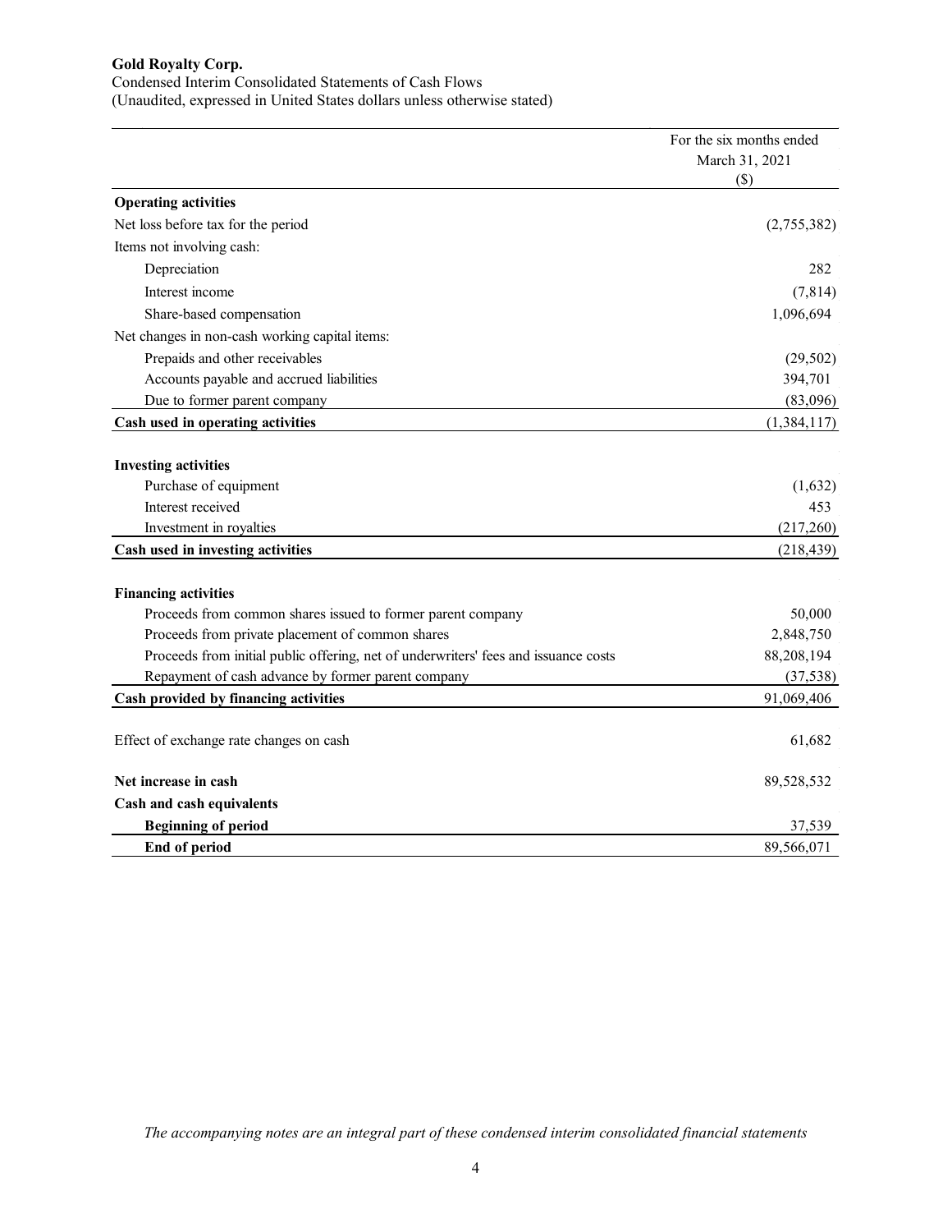**Gold Royalty Corp.**

Condensed Interim Consolidated Statements of Cash Flows

(Unaudited, expressed in United States dollars unless otherwise stated)

| | For the six months ended March 31, 2021 ($) |
|---|---|
| **Operating activities** | |
| Net loss before tax for the period | (2,755,382) |
| Items not involving cash: | |
| Depreciation | 282 |
| Interest income | (7,814) |
| Share-based compensation | 1,096,694 |
| Net changes in non-cash working capital items: | |
| Prepaids and other receivables | (29,502) |
| Accounts payable and accrued liabilities | 394,701 |
| Due to former parent company | (83,096) |
| **Cash used in operating activities** | (1,384,117) |
| | |
| **Investing activities** | |
| Purchase of equipment | (1,632) |
| Interest received | 453 |
| Investment in royalties | (217,260) |
| **Cash used in investing activities** | (218,439) |
| | |
| **Financing activities** | |
| Proceeds from common shares issued to former parent company | 50,000 |
| Proceeds from private placement of common shares | 2,848,750 |
| Proceeds from initial public offering, net of underwriters' fees and issuance costs | 88,208,194 |
| Repayment of cash advance by former parent company | (37,538) |
| **Cash provided by financing activities** | 91,069,406 |
| | |
| Effect of exchange rate changes on cash | 61,682 |
| | |
| **Net increase in cash** | 89,528,532 |
| **Cash and cash equivalents** | |
| **Beginning of period** | 37,539 |
| **End of period** | 89,566,071 |

*The accompanying notes are an integral part of these condensed interim consolidated financial statements*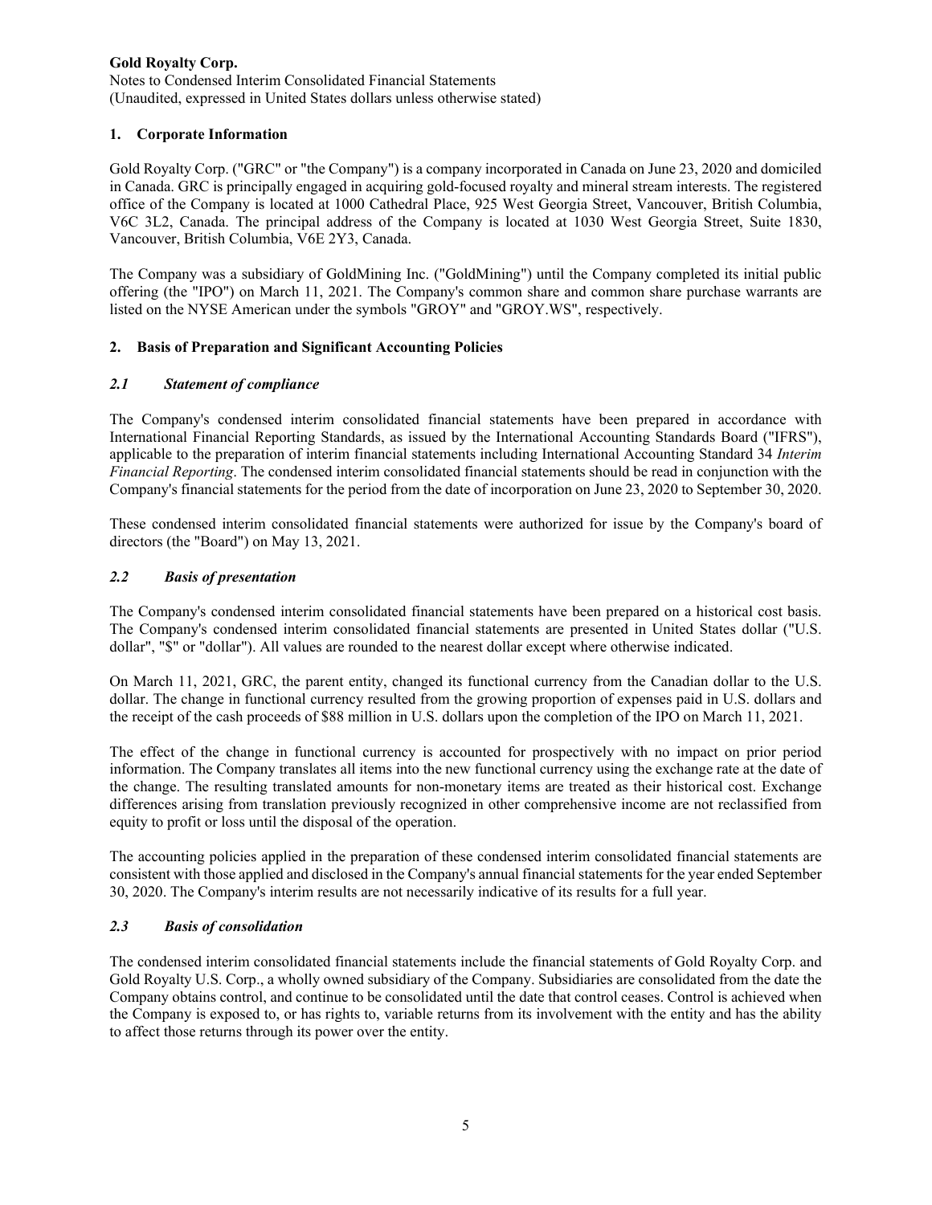## 1. Corporate Information

Gold Royalty Corp. ("GRC" or "the Company") is a company incorporated in Canada on June 23, 2020 and domiciled in Canada. GRC is principally engaged in acquiring gold-focused royalty and mineral stream interests. The registered office of the Company is located at 1000 Cathedral Place, 925 West Georgia Street, Vancouver, British Columbia, V6C 3L2, Canada. The principal address of the Company is located at 1030 West Georgia Street, Suite 1830, Vancouver, British Columbia, V6E 2Y3, Canada.

The Company was a subsidiary of GoldMining Inc. ("GoldMining") until the Company completed its initial public offering (the "IPO") on March 11, 2021. The Company's common share and common share purchase warrants are listed on the NYSE American under the symbols "GROY" and "GROY.WS", respectively.

## 2. Basis of Preparation and Significant Accounting Policies

### *2.1 Statement of compliance*

The Company's condensed interim consolidated financial statements have been prepared in accordance with International Financial Reporting Standards, as issued by the International Accounting Standards Board ("IFRS"), applicable to the preparation of interim financial statements including International Accounting Standard 34 *Interim Financial Reporting*. The condensed interim consolidated financial statements should be read in conjunction with the Company's financial statements for the period from the date of incorporation on June 23, 2020 to September 30, 2020.

These condensed interim consolidated financial statements were authorized for issue by the Company's board of directors (the "Board") on May 13, 2021.

### *2.2 Basis of presentation*

The Company's condensed interim consolidated financial statements have been prepared on a historical cost basis. The Company's condensed interim consolidated financial statements are presented in United States dollar ("U.S. dollar", "$" or "dollar"). All values are rounded to the nearest dollar except where otherwise indicated.

On March 11, 2021, GRC, the parent entity, changed its functional currency from the Canadian dollar to the U.S. dollar. The change in functional currency resulted from the growing proportion of expenses paid in U.S. dollars and the receipt of the cash proceeds of $88 million in U.S. dollars upon the completion of the IPO on March 11, 2021.

The effect of the change in functional currency is accounted for prospectively with no impact on prior period information. The Company translates all items into the new functional currency using the exchange rate at the date of the change. The resulting translated amounts for non-monetary items are treated as their historical cost. Exchange differences arising from translation previously recognized in other comprehensive income are not reclassified from equity to profit or loss until the disposal of the operation.

The accounting policies applied in the preparation of these condensed interim consolidated financial statements are consistent with those applied and disclosed in the Company's annual financial statements for the year ended September 30, 2020. The Company's interim results are not necessarily indicative of its results for a full year.

### *2.3 Basis of consolidation*

The condensed interim consolidated financial statements include the financial statements of Gold Royalty Corp. and Gold Royalty U.S. Corp., a wholly owned subsidiary of the Company. Subsidiaries are consolidated from the date the Company obtains control, and continue to be consolidated until the date that control ceases. Control is achieved when the Company is exposed to, or has rights to, variable returns from its involvement with the entity and has the ability to affect those returns through its power over the entity.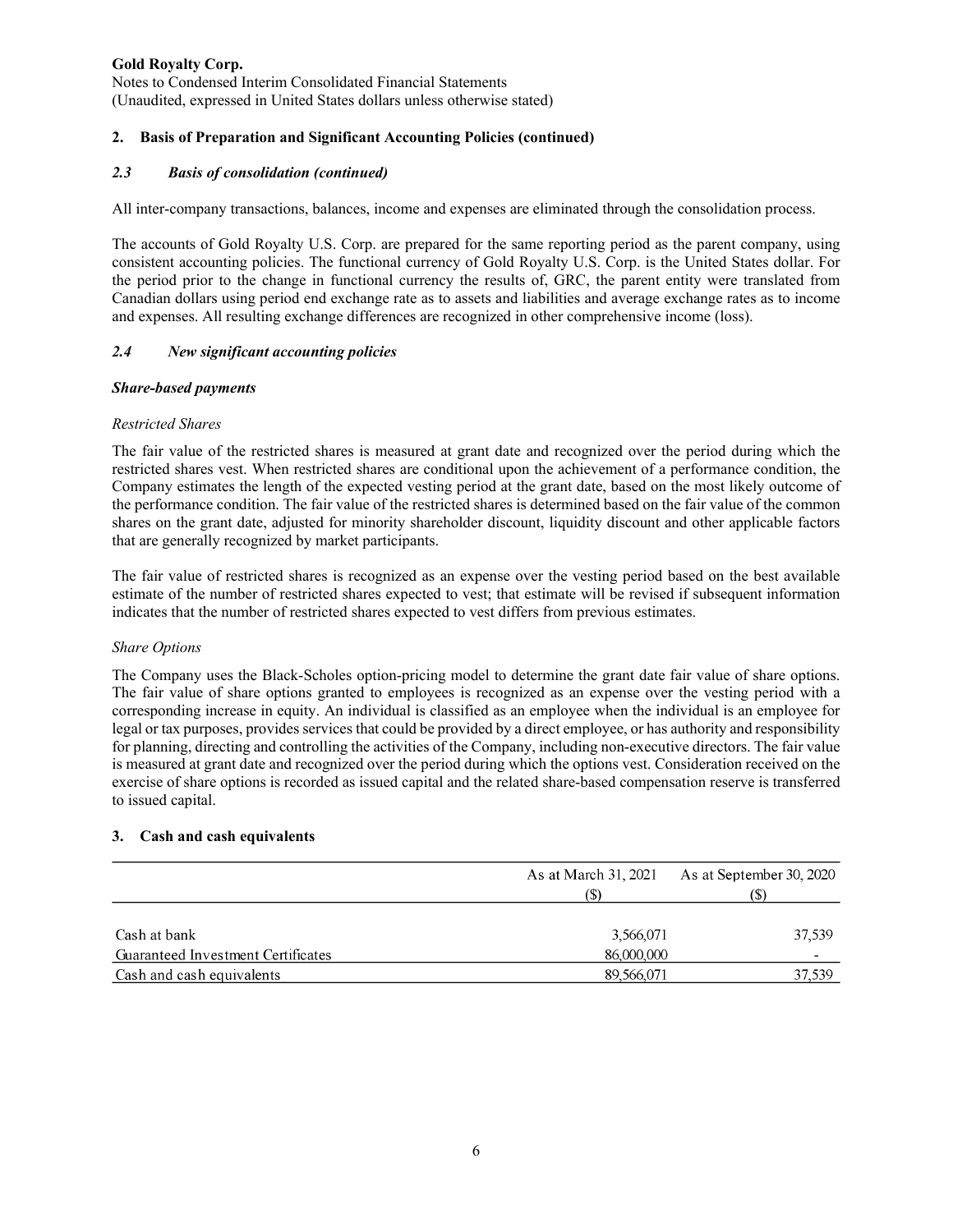## 2. Basis of Preparation and Significant Accounting Policies (continued)

### *2.3 Basis of consolidation (continued)*

All inter-company transactions, balances, income and expenses are eliminated through the consolidation process.

The accounts of Gold Royalty U.S. Corp. are prepared for the same reporting period as the parent company, using consistent accounting policies. The functional currency of Gold Royalty U.S. Corp. is the United States dollar. For the period prior to the change in functional currency the results of, GRC, the parent entity were translated from Canadian dollars using period end exchange rate as to assets and liabilities and average exchange rates as to income and expenses. All resulting exchange differences are recognized in other comprehensive income (loss).

### *2.4 New significant accounting policies*

***Share-based payments***

*Restricted Shares*

The fair value of the restricted shares is measured at grant date and recognized over the period during which the restricted shares vest. When restricted shares are conditional upon the achievement of a performance condition, the Company estimates the length of the expected vesting period at the grant date, based on the most likely outcome of the performance condition. The fair value of the restricted shares is determined based on the fair value of the common shares on the grant date, adjusted for minority shareholder discount, liquidity discount and other applicable factors that are generally recognized by market participants.

The fair value of restricted shares is recognized as an expense over the vesting period based on the best available estimate of the number of restricted shares expected to vest; that estimate will be revised if subsequent information indicates that the number of restricted shares expected to vest differs from previous estimates.

*Share Options*

The Company uses the Black-Scholes option-pricing model to determine the grant date fair value of share options. The fair value of share options granted to employees is recognized as an expense over the vesting period with a corresponding increase in equity. An individual is classified as an employee when the individual is an employee for legal or tax purposes, provides services that could be provided by a direct employee, or has authority and responsibility for planning, directing and controlling the activities of the Company, including non-executive directors. The fair value is measured at grant date and recognized over the period during which the options vest. Consideration received on the exercise of share options is recorded as issued capital and the related share-based compensation reserve is transferred to issued capital.

## 3. Cash and cash equivalents

| | As at March 31, 2021 ($) | As at September 30, 2020 ($) |
|---|---|---|
| Cash at bank | 3,566,071 | 37,539 |
| Guaranteed Investment Certificates | 86,000,000 | - |
| Cash and cash equivalents | 89,566,071 | 37,539 |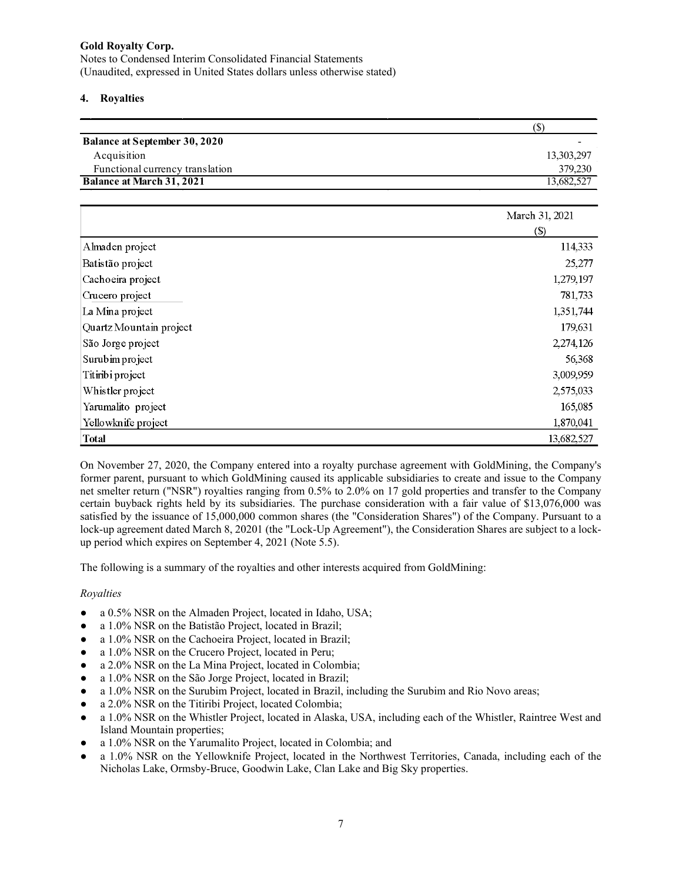**Gold Royalty Corp.**
Notes to Condensed Interim Consolidated Financial Statements
(Unaudited, expressed in United States dollars unless otherwise stated)

## 4. Royalties

| | ($) |
|---|---|
| **Balance at September 30, 2020** | - |
| Acquisition | 13,303,297 |
| Functional currency translation | 379,230 |
| **Balance at March 31, 2021** | 13,682,527 |

| | March 31, 2021 ($) |
|---|---|
| Almaden project | 114,333 |
| Batistão project | 25,277 |
| Cachoeira project | 1,279,197 |
| Crucero project | 781,733 |
| La Mina project | 1,351,744 |
| Quartz Mountain project | 179,631 |
| São Jorge project | 2,274,126 |
| Surubim project | 56,368 |
| Titiribi project | 3,009,959 |
| Whistler project | 2,575,033 |
| Yarumalito project | 165,085 |
| Yellowknife project | 1,870,041 |
| **Total** | 13,682,527 |

On November 27, 2020, the Company entered into a royalty purchase agreement with GoldMining, the Company's former parent, pursuant to which GoldMining caused its applicable subsidiaries to create and issue to the Company net smelter return ("NSR") royalties ranging from 0.5% to 2.0% on 17 gold properties and transfer to the Company certain buyback rights held by its subsidiaries. The purchase consideration with a fair value of $13,076,000 was satisfied by the issuance of 15,000,000 common shares (the "Consideration Shares") of the Company. Pursuant to a lock-up agreement dated March 8, 20201 (the "Lock-Up Agreement"), the Consideration Shares are subject to a lock-up period which expires on September 4, 2021 (Note 5.5).

The following is a summary of the royalties and other interests acquired from GoldMining:

*Royalties*

- a 0.5% NSR on the Almaden Project, located in Idaho, USA;
- a 1.0% NSR on the Batistão Project, located in Brazil;
- a 1.0% NSR on the Cachoeira Project, located in Brazil;
- a 1.0% NSR on the Crucero Project, located in Peru;
- a 2.0% NSR on the La Mina Project, located in Colombia;
- a 1.0% NSR on the São Jorge Project, located in Brazil;
- a 1.0% NSR on the Surubim Project, located in Brazil, including the Surubim and Rio Novo areas;
- a 2.0% NSR on the Titiribi Project, located Colombia;
- a 1.0% NSR on the Whistler Project, located in Alaska, USA, including each of the Whistler, Raintree West and Island Mountain properties;
- a 1.0% NSR on the Yarumalito Project, located in Colombia; and
- a 1.0% NSR on the Yellowknife Project, located in the Northwest Territories, Canada, including each of the Nicholas Lake, Ormsby-Bruce, Goodwin Lake, Clan Lake and Big Sky properties.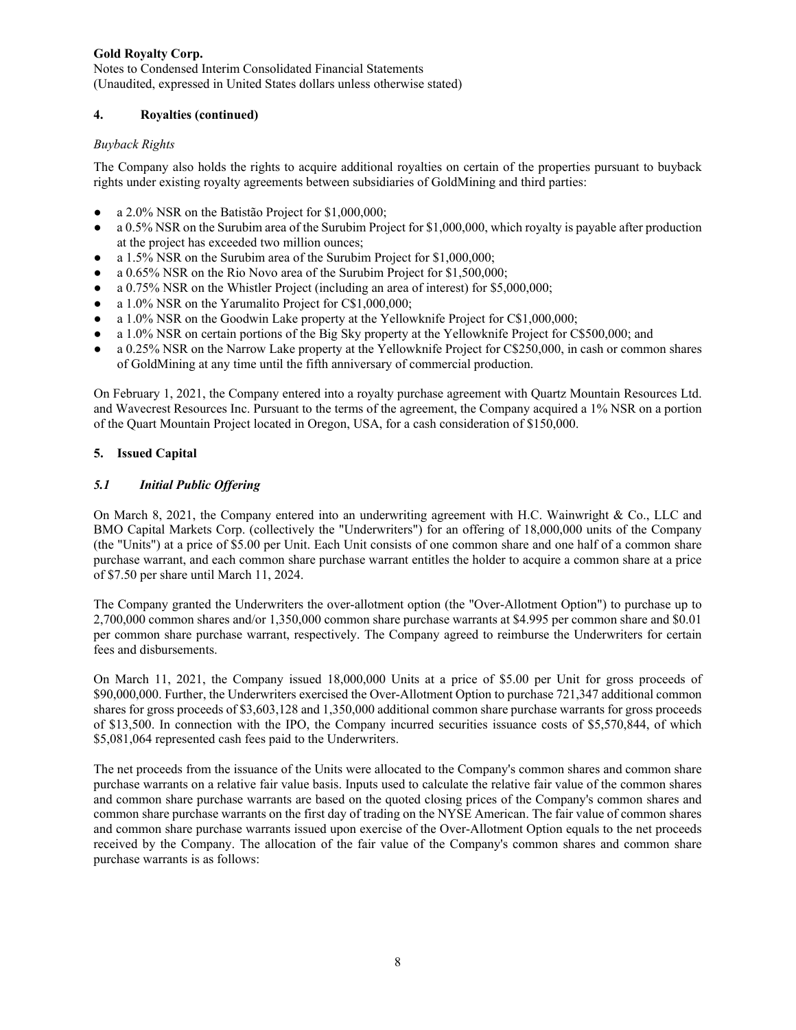## 4. Royalties (continued)

*Buyback Rights*

The Company also holds the rights to acquire additional royalties on certain of the properties pursuant to buyback rights under existing royalty agreements between subsidiaries of GoldMining and third parties:

- a 2.0% NSR on the Batistão Project for $1,000,000;
- a 0.5% NSR on the Surubim area of the Surubim Project for $1,000,000, which royalty is payable after production at the project has exceeded two million ounces;
- a 1.5% NSR on the Surubim area of the Surubim Project for $1,000,000;
- a 0.65% NSR on the Rio Novo area of the Surubim Project for $1,500,000;
- a 0.75% NSR on the Whistler Project (including an area of interest) for $5,000,000;
- a 1.0% NSR on the Yarumalito Project for C$1,000,000;
- a 1.0% NSR on the Goodwin Lake property at the Yellowknife Project for C$1,000,000;
- a 1.0% NSR on certain portions of the Big Sky property at the Yellowknife Project for C$500,000; and
- a 0.25% NSR on the Narrow Lake property at the Yellowknife Project for C$250,000, in cash or common shares of GoldMining at any time until the fifth anniversary of commercial production.

On February 1, 2021, the Company entered into a royalty purchase agreement with Quartz Mountain Resources Ltd. and Wavecrest Resources Inc. Pursuant to the terms of the agreement, the Company acquired a 1% NSR on a portion of the Quart Mountain Project located in Oregon, USA, for a cash consideration of $150,000.

## 5. Issued Capital

### *5.1 Initial Public Offering*

On March 8, 2021, the Company entered into an underwriting agreement with H.C. Wainwright & Co., LLC and BMO Capital Markets Corp. (collectively the "Underwriters") for an offering of 18,000,000 units of the Company (the "Units") at a price of $5.00 per Unit. Each Unit consists of one common share and one half of a common share purchase warrant, and each common share purchase warrant entitles the holder to acquire a common share at a price of $7.50 per share until March 11, 2024.

The Company granted the Underwriters the over-allotment option (the "Over-Allotment Option") to purchase up to 2,700,000 common shares and/or 1,350,000 common share purchase warrants at $4.995 per common share and $0.01 per common share purchase warrant, respectively. The Company agreed to reimburse the Underwriters for certain fees and disbursements.

On March 11, 2021, the Company issued 18,000,000 Units at a price of $5.00 per Unit for gross proceeds of $90,000,000. Further, the Underwriters exercised the Over-Allotment Option to purchase 721,347 additional common shares for gross proceeds of $3,603,128 and 1,350,000 additional common share purchase warrants for gross proceeds of $13,500. In connection with the IPO, the Company incurred securities issuance costs of $5,570,844, of which $5,081,064 represented cash fees paid to the Underwriters.

The net proceeds from the issuance of the Units were allocated to the Company's common shares and common share purchase warrants on a relative fair value basis. Inputs used to calculate the relative fair value of the common shares and common share purchase warrants are based on the quoted closing prices of the Company's common shares and common share purchase warrants on the first day of trading on the NYSE American. The fair value of common shares and common share purchase warrants issued upon exercise of the Over-Allotment Option equals to the net proceeds received by the Company. The allocation of the fair value of the Company's common shares and common share purchase warrants is as follows: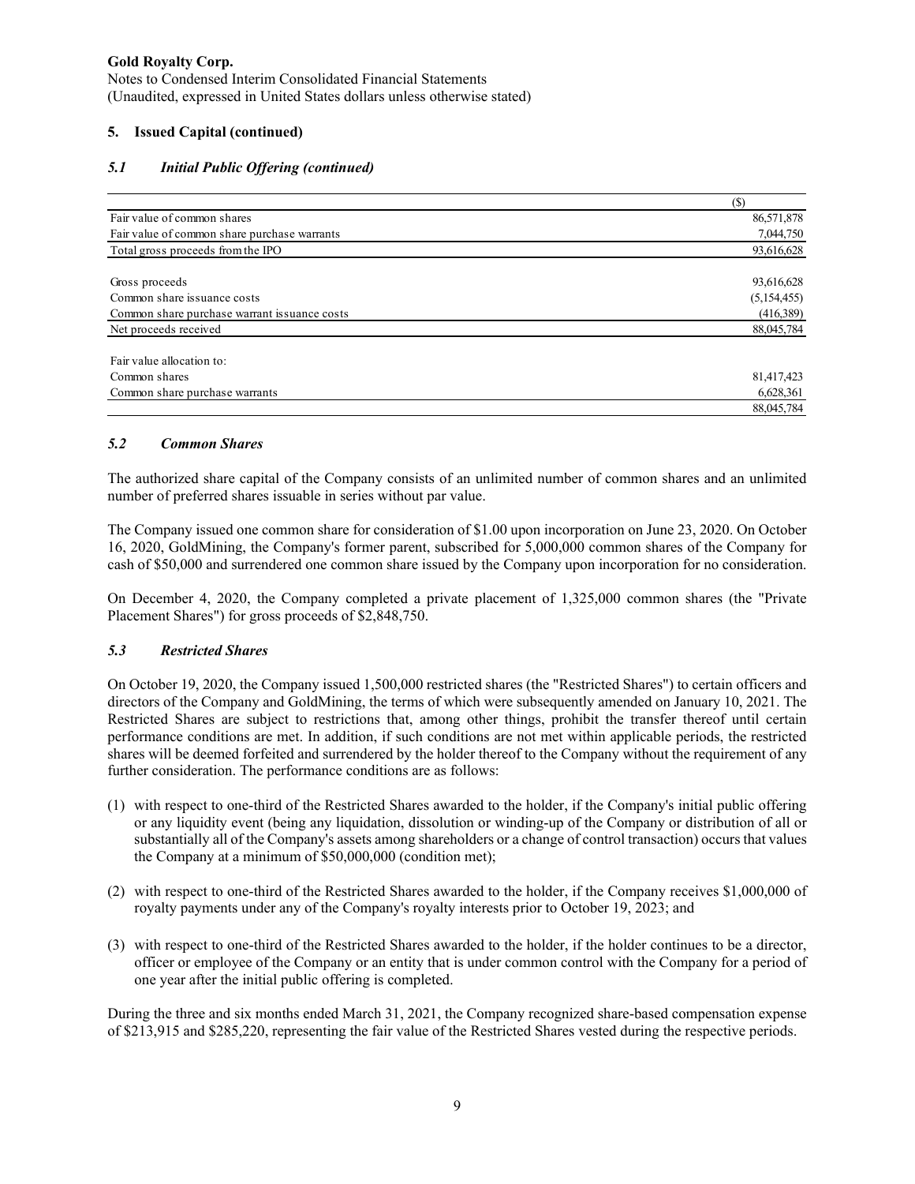**Gold Royalty Corp.**
Notes to Condensed Interim Consolidated Financial Statements
(Unaudited, expressed in United States dollars unless otherwise stated)

## 5. Issued Capital (continued)

### *5.1 Initial Public Offering (continued)*

| | ($) |
|---|---|
| Fair value of common shares | 86,571,878 |
| Fair value of common share purchase warrants | 7,044,750 |
| Total gross proceeds from the IPO | 93,616,628 |
| | |
| Gross proceeds | 93,616,628 |
| Common share issuance costs | (5,154,455) |
| Common share purchase warrant issuance costs | (416,389) |
| Net proceeds received | 88,045,784 |
| | |
| Fair value allocation to: | |
| Common shares | 81,417,423 |
| Common share purchase warrants | 6,628,361 |
| | 88,045,784 |

### *5.2 Common Shares*

The authorized share capital of the Company consists of an unlimited number of common shares and an unlimited number of preferred shares issuable in series without par value.

The Company issued one common share for consideration of $1.00 upon incorporation on June 23, 2020. On October 16, 2020, GoldMining, the Company's former parent, subscribed for 5,000,000 common shares of the Company for cash of $50,000 and surrendered one common share issued by the Company upon incorporation for no consideration.

On December 4, 2020, the Company completed a private placement of 1,325,000 common shares (the "Private Placement Shares") for gross proceeds of $2,848,750.

### *5.3 Restricted Shares*

On October 19, 2020, the Company issued 1,500,000 restricted shares (the "Restricted Shares") to certain officers and directors of the Company and GoldMining, the terms of which were subsequently amended on January 10, 2021. The Restricted Shares are subject to restrictions that, among other things, prohibit the transfer thereof until certain performance conditions are met. In addition, if such conditions are not met within applicable periods, the restricted shares will be deemed forfeited and surrendered by the holder thereof to the Company without the requirement of any further consideration. The performance conditions are as follows:

(1) with respect to one-third of the Restricted Shares awarded to the holder, if the Company's initial public offering or any liquidity event (being any liquidation, dissolution or winding-up of the Company or distribution of all or substantially all of the Company's assets among shareholders or a change of control transaction) occurs that values the Company at a minimum of $50,000,000 (condition met);

(2) with respect to one-third of the Restricted Shares awarded to the holder, if the Company receives $1,000,000 of royalty payments under any of the Company's royalty interests prior to October 19, 2023; and

(3) with respect to one-third of the Restricted Shares awarded to the holder, if the holder continues to be a director, officer or employee of the Company or an entity that is under common control with the Company for a period of one year after the initial public offering is completed.

During the three and six months ended March 31, 2021, the Company recognized share-based compensation expense of $213,915 and $285,220, representing the fair value of the Restricted Shares vested during the respective periods.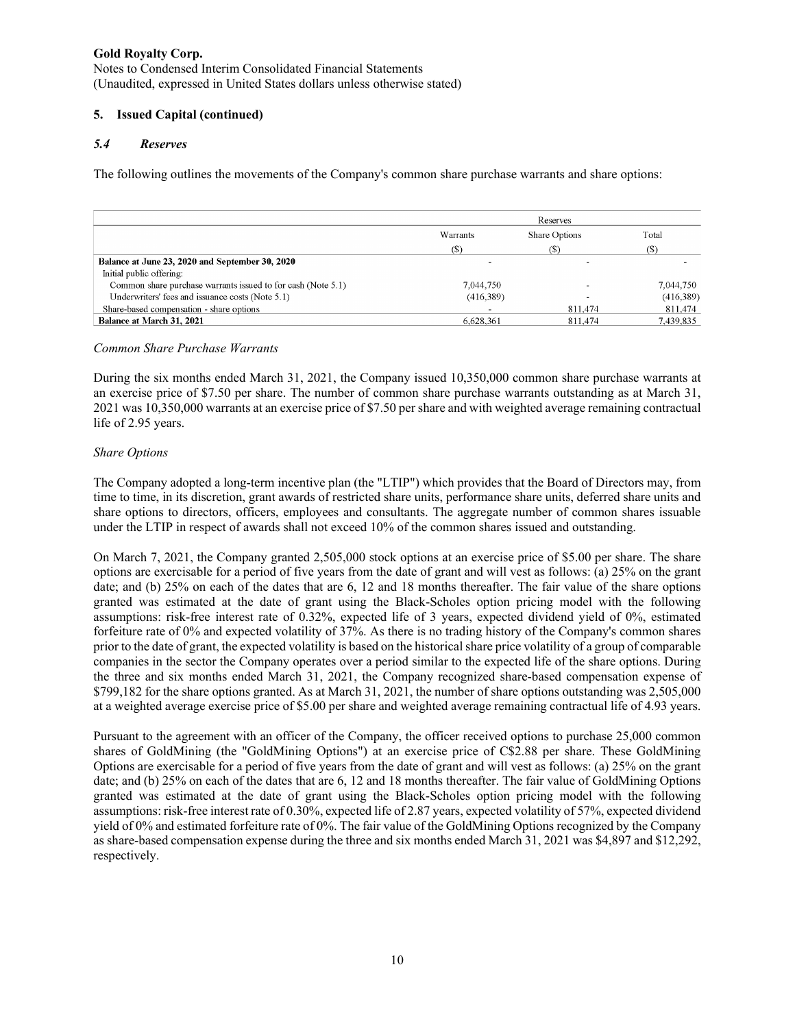Gold Royalty Corp.
Notes to Condensed Interim Consolidated Financial Statements
(Unaudited, expressed in United States dollars unless otherwise stated)

## 5. Issued Capital (continued)

### *5.4 Reserves*

The following outlines the movements of the Company's common share purchase warrants and share options:

| | Reserves | | |
|---|---|---|---|
| | Warrants | Share Options | Total |
| | ($) | ($) | ($) |
| **Balance at June 23, 2020 and September 30, 2020** | - | - | - |
| Initial public offering: | | | |
| Common share purchase warrants issued to for cash (Note 5.1) | 7,044,750 | - | 7,044,750 |
| Underwriters' fees and issuance costs (Note 5.1) | (416,389) | - | (416,389) |
| Share-based compensation - share options | - | 811,474 | 811,474 |
| **Balance at March 31, 2021** | 6,628,361 | 811,474 | 7,439,835 |

*Common Share Purchase Warrants*

During the six months ended March 31, 2021, the Company issued 10,350,000 common share purchase warrants at an exercise price of $7.50 per share. The number of common share purchase warrants outstanding as at March 31, 2021 was 10,350,000 warrants at an exercise price of $7.50 per share and with weighted average remaining contractual life of 2.95 years.

*Share Options*

The Company adopted a long-term incentive plan (the "LTIP") which provides that the Board of Directors may, from time to time, in its discretion, grant awards of restricted share units, performance share units, deferred share units and share options to directors, officers, employees and consultants. The aggregate number of common shares issuable under the LTIP in respect of awards shall not exceed 10% of the common shares issued and outstanding.

On March 7, 2021, the Company granted 2,505,000 stock options at an exercise price of $5.00 per share. The share options are exercisable for a period of five years from the date of grant and will vest as follows: (a) 25% on the grant date; and (b) 25% on each of the dates that are 6, 12 and 18 months thereafter. The fair value of the share options granted was estimated at the date of grant using the Black-Scholes option pricing model with the following assumptions: risk-free interest rate of 0.32%, expected life of 3 years, expected dividend yield of 0%, estimated forfeiture rate of 0% and expected volatility of 37%. As there is no trading history of the Company's common shares prior to the date of grant, the expected volatility is based on the historical share price volatility of a group of comparable companies in the sector the Company operates over a period similar to the expected life of the share options. During the three and six months ended March 31, 2021, the Company recognized share-based compensation expense of $799,182 for the share options granted. As at March 31, 2021, the number of share options outstanding was 2,505,000 at a weighted average exercise price of $5.00 per share and weighted average remaining contractual life of 4.93 years.

Pursuant to the agreement with an officer of the Company, the officer received options to purchase 25,000 common shares of GoldMining (the "GoldMining Options") at an exercise price of C$2.88 per share. These GoldMining Options are exercisable for a period of five years from the date of grant and will vest as follows: (a) 25% on the grant date; and (b) 25% on each of the dates that are 6, 12 and 18 months thereafter. The fair value of GoldMining Options granted was estimated at the date of grant using the Black-Scholes option pricing model with the following assumptions: risk-free interest rate of 0.30%, expected life of 2.87 years, expected volatility of 57%, expected dividend yield of 0% and estimated forfeiture rate of 0%. The fair value of the GoldMining Options recognized by the Company as share-based compensation expense during the three and six months ended March 31, 2021 was $4,897 and $12,292, respectively.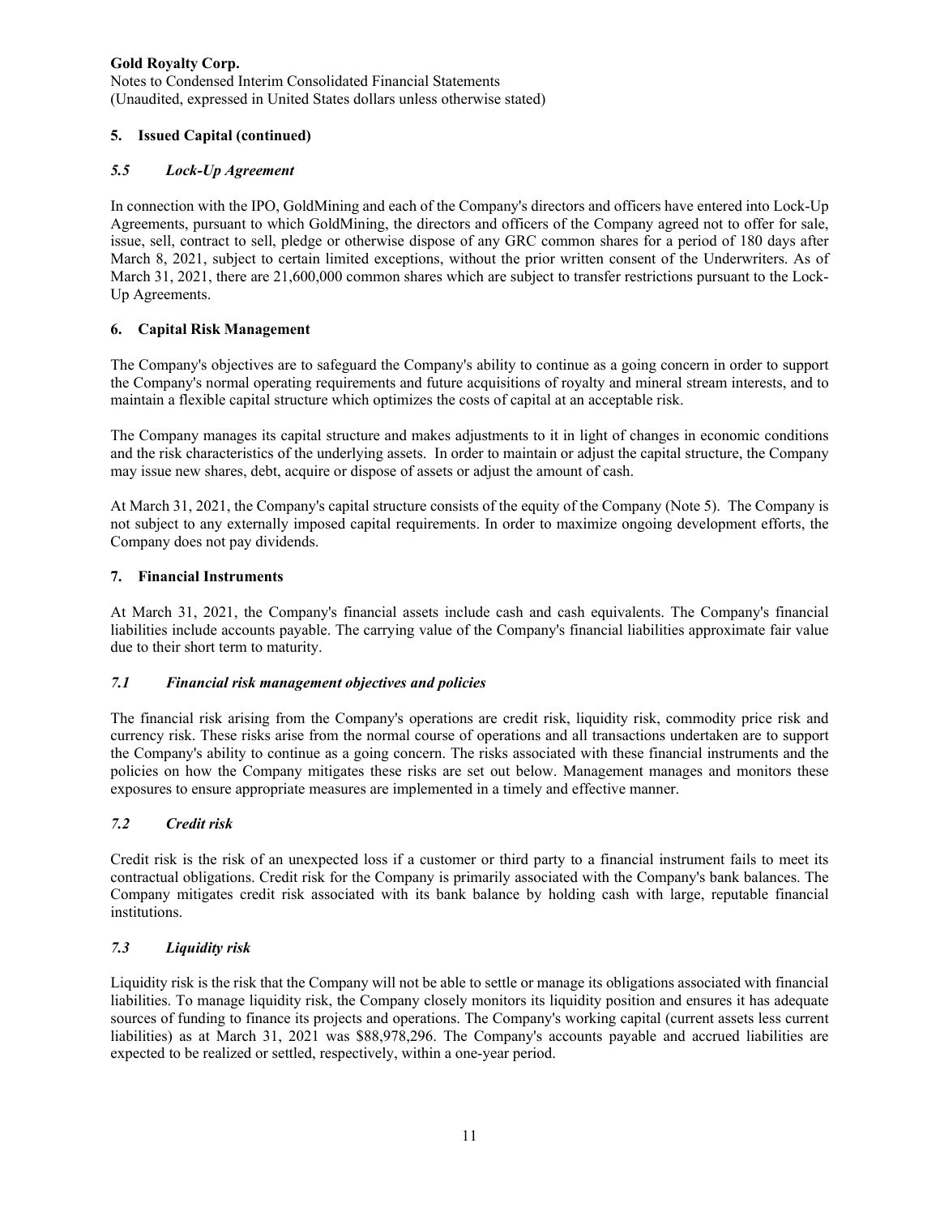## 5. Issued Capital (continued)

### *5.5 Lock-Up Agreement*

In connection with the IPO, GoldMining and each of the Company's directors and officers have entered into Lock-Up Agreements, pursuant to which GoldMining, the directors and officers of the Company agreed not to offer for sale, issue, sell, contract to sell, pledge or otherwise dispose of any GRC common shares for a period of 180 days after March 8, 2021, subject to certain limited exceptions, without the prior written consent of the Underwriters. As of March 31, 2021, there are 21,600,000 common shares which are subject to transfer restrictions pursuant to the Lock-Up Agreements.

## 6. Capital Risk Management

The Company's objectives are to safeguard the Company's ability to continue as a going concern in order to support the Company's normal operating requirements and future acquisitions of royalty and mineral stream interests, and to maintain a flexible capital structure which optimizes the costs of capital at an acceptable risk.

The Company manages its capital structure and makes adjustments to it in light of changes in economic conditions and the risk characteristics of the underlying assets. In order to maintain or adjust the capital structure, the Company may issue new shares, debt, acquire or dispose of assets or adjust the amount of cash.

At March 31, 2021, the Company's capital structure consists of the equity of the Company (Note 5). The Company is not subject to any externally imposed capital requirements. In order to maximize ongoing development efforts, the Company does not pay dividends.

## 7. Financial Instruments

At March 31, 2021, the Company's financial assets include cash and cash equivalents. The Company's financial liabilities include accounts payable. The carrying value of the Company's financial liabilities approximate fair value due to their short term to maturity.

### *7.1 Financial risk management objectives and policies*

The financial risk arising from the Company's operations are credit risk, liquidity risk, commodity price risk and currency risk. These risks arise from the normal course of operations and all transactions undertaken are to support the Company's ability to continue as a going concern. The risks associated with these financial instruments and the policies on how the Company mitigates these risks are set out below. Management manages and monitors these exposures to ensure appropriate measures are implemented in a timely and effective manner.

### *7.2 Credit risk*

Credit risk is the risk of an unexpected loss if a customer or third party to a financial instrument fails to meet its contractual obligations. Credit risk for the Company is primarily associated with the Company's bank balances. The Company mitigates credit risk associated with its bank balance by holding cash with large, reputable financial institutions.

### *7.3 Liquidity risk*

Liquidity risk is the risk that the Company will not be able to settle or manage its obligations associated with financial liabilities. To manage liquidity risk, the Company closely monitors its liquidity position and ensures it has adequate sources of funding to finance its projects and operations. The Company's working capital (current assets less current liabilities) as at March 31, 2021 was $88,978,296. The Company's accounts payable and accrued liabilities are expected to be realized or settled, respectively, within a one-year period.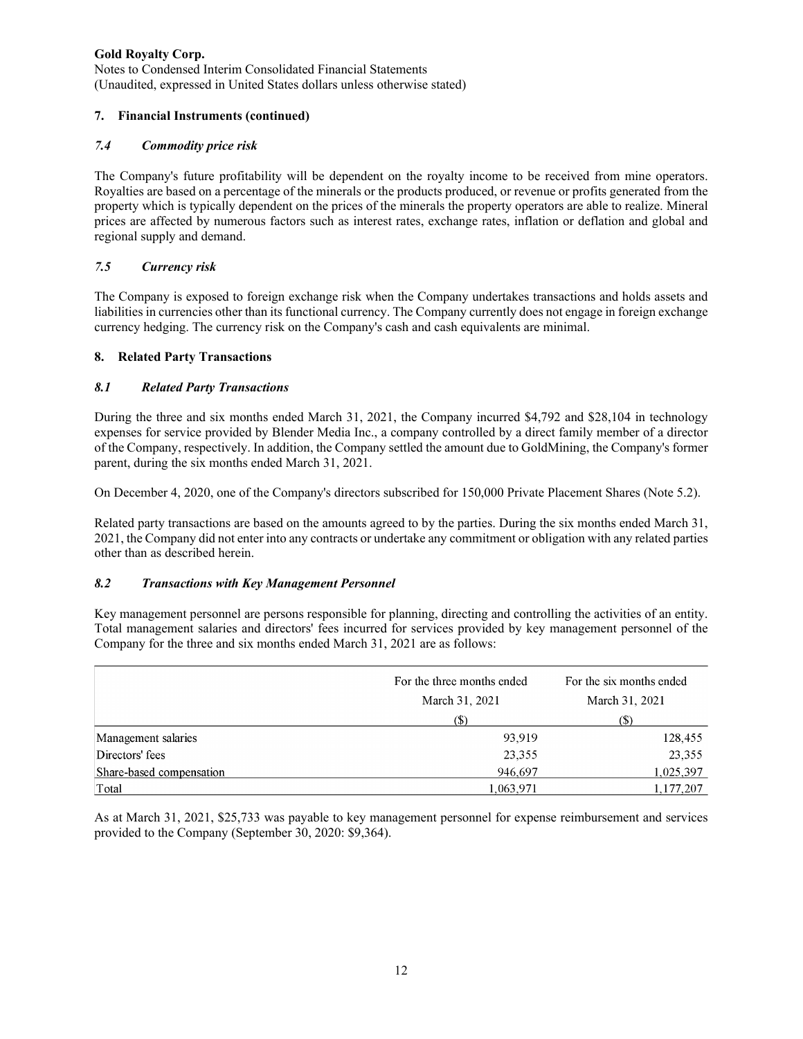**Gold Royalty Corp.**
Notes to Condensed Interim Consolidated Financial Statements
(Unaudited, expressed in United States dollars unless otherwise stated)

## 7. Financial Instruments (continued)

### *7.4 Commodity price risk*

The Company's future profitability will be dependent on the royalty income to be received from mine operators. Royalties are based on a percentage of the minerals or the products produced, or revenue or profits generated from the property which is typically dependent on the prices of the minerals the property operators are able to realize. Mineral prices are affected by numerous factors such as interest rates, exchange rates, inflation or deflation and global and regional supply and demand.

### *7.5 Currency risk*

The Company is exposed to foreign exchange risk when the Company undertakes transactions and holds assets and liabilities in currencies other than its functional currency. The Company currently does not engage in foreign exchange currency hedging. The currency risk on the Company's cash and cash equivalents are minimal.

## 8. Related Party Transactions

### *8.1 Related Party Transactions*

During the three and six months ended March 31, 2021, the Company incurred $4,792 and $28,104 in technology expenses for service provided by Blender Media Inc., a company controlled by a direct family member of a director of the Company, respectively. In addition, the Company settled the amount due to GoldMining, the Company's former parent, during the six months ended March 31, 2021.

On December 4, 2020, one of the Company's directors subscribed for 150,000 Private Placement Shares (Note 5.2).

Related party transactions are based on the amounts agreed to by the parties. During the six months ended March 31, 2021, the Company did not enter into any contracts or undertake any commitment or obligation with any related parties other than as described herein.

### *8.2 Transactions with Key Management Personnel*

Key management personnel are persons responsible for planning, directing and controlling the activities of an entity. Total management salaries and directors' fees incurred for services provided by key management personnel of the Company for the three and six months ended March 31, 2021 are as follows:

| | For the three months ended March 31, 2021 | For the six months ended March 31, 2021 |
|---|---|---|
| | ($) | ($) |
| Management salaries | 93,919 | 128,455 |
| Directors' fees | 23,355 | 23,355 |
| Share-based compensation | 946,697 | 1,025,397 |
| Total | 1,063,971 | 1,177,207 |

As at March 31, 2021, $25,733 was payable to key management personnel for expense reimbursement and services provided to the Company (September 30, 2020: $9,364).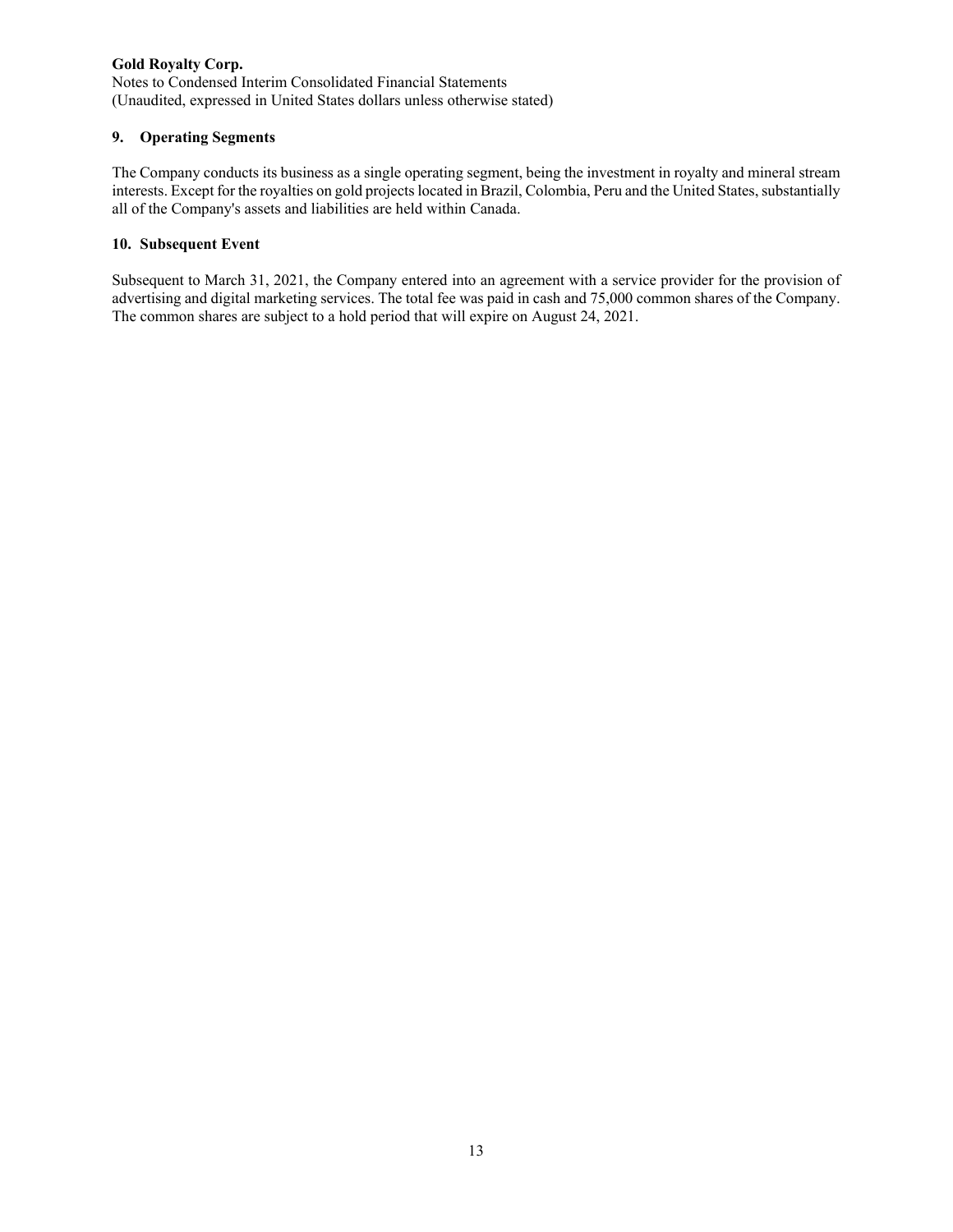**Gold Royalty Corp.**
Notes to Condensed Interim Consolidated Financial Statements
(Unaudited, expressed in United States dollars unless otherwise stated)

## 9. Operating Segments

The Company conducts its business as a single operating segment, being the investment in royalty and mineral stream interests. Except for the royalties on gold projects located in Brazil, Colombia, Peru and the United States, substantially all of the Company's assets and liabilities are held within Canada.

## 10. Subsequent Event

Subsequent to March 31, 2021, the Company entered into an agreement with a service provider for the provision of advertising and digital marketing services. The total fee was paid in cash and 75,000 common shares of the Company. The common shares are subject to a hold period that will expire on August 24, 2021.